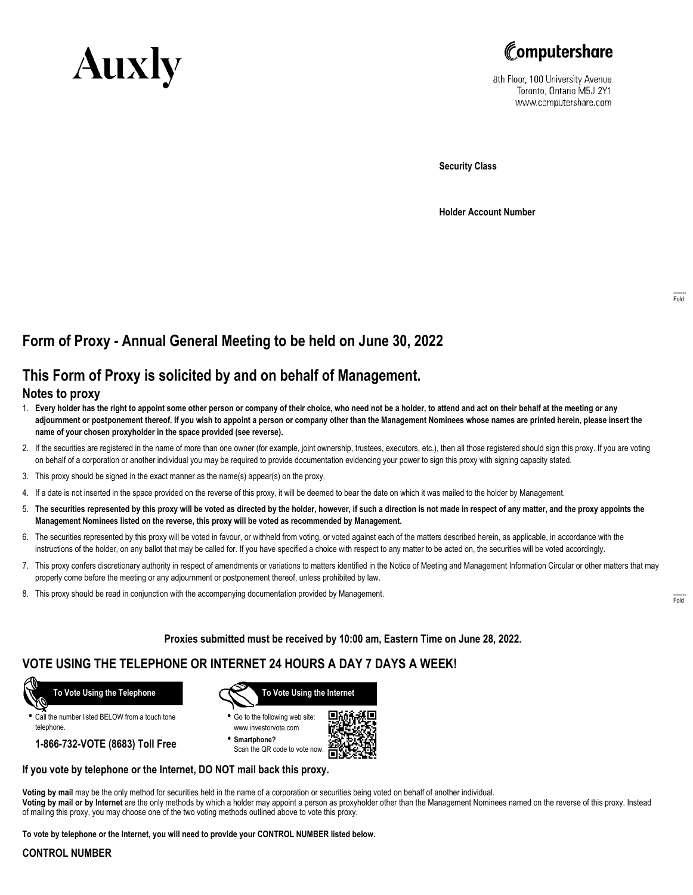Auxly

Computershare
8th Floor, 100 University Avenue
Toronto, Ontario M5J 2Y1
www.computershare.com

**Security Class**

**Holder Account Number**

Fold

# Form of Proxy - Annual General Meeting to be held on June 30, 2022

## This Form of Proxy is solicited by and on behalf of Management.

### Notes to proxy

1. **Every holder has the right to appoint some other person or company of their choice, who need not be a holder, to attend and act on their behalf at the meeting or any adjournment or postponement thereof. If you wish to appoint a person or company other than the Management Nominees whose names are printed herein, please insert the name of your chosen proxyholder in the space provided (see reverse).**
2. If the securities are registered in the name of more than one owner (for example, joint ownership, trustees, executors, etc.), then all those registered should sign this proxy. If you are voting on behalf of a corporation or another individual you may be required to provide documentation evidencing your power to sign this proxy with signing capacity stated.
3. This proxy should be signed in the exact manner as the name(s) appear(s) on the proxy.
4. If a date is not inserted in the space provided on the reverse of this proxy, it will be deemed to bear the date on which it was mailed to the holder by Management.
5. **The securities represented by this proxy will be voted as directed by the holder, however, if such a direction is not made in respect of any matter, and the proxy appoints the Management Nominees listed on the reverse, this proxy will be voted as recommended by Management.**
6. The securities represented by this proxy will be voted in favour, or withheld from voting, or voted against each of the matters described herein, as applicable, in accordance with the instructions of the holder, on any ballot that may be called for. If you have specified a choice with respect to any matter to be acted on, the securities will be voted accordingly.
7. This proxy confers discretionary authority in respect of amendments or variations to matters identified in the Notice of Meeting and Management Information Circular or other matters that may properly come before the meeting or any adjournment or postponement thereof, unless prohibited by law.
8. This proxy should be read in conjunction with the accompanying documentation provided by Management.

Fold

**Proxies submitted must be received by 10:00 am, Eastern Time on June 28, 2022.**

## VOTE USING THE TELEPHONE OR INTERNET 24 HOURS A DAY 7 DAYS A WEEK!

**To Vote Using the Telephone**

- Call the number listed BELOW from a touch tone telephone.

**1-866-732-VOTE (8683) Toll Free**

**To Vote Using the Internet**

- Go to the following web site: www.investorvote.com
- **Smartphone?** Scan the QR code to vote now.

**If you vote by telephone or the Internet, DO NOT mail back this proxy.**

**Voting by mail** may be the only method for securities held in the name of a corporation or securities being voted on behalf of another individual.
**Voting by mail or by Internet** are the only methods by which a holder may appoint a person as proxyholder other than the Management Nominees named on the reverse of this proxy. Instead of mailing this proxy, you may choose one of the two voting methods outlined above to vote this proxy.

**To vote by telephone or the Internet, you will need to provide your CONTROL NUMBER listed below.**

**CONTROL NUMBER**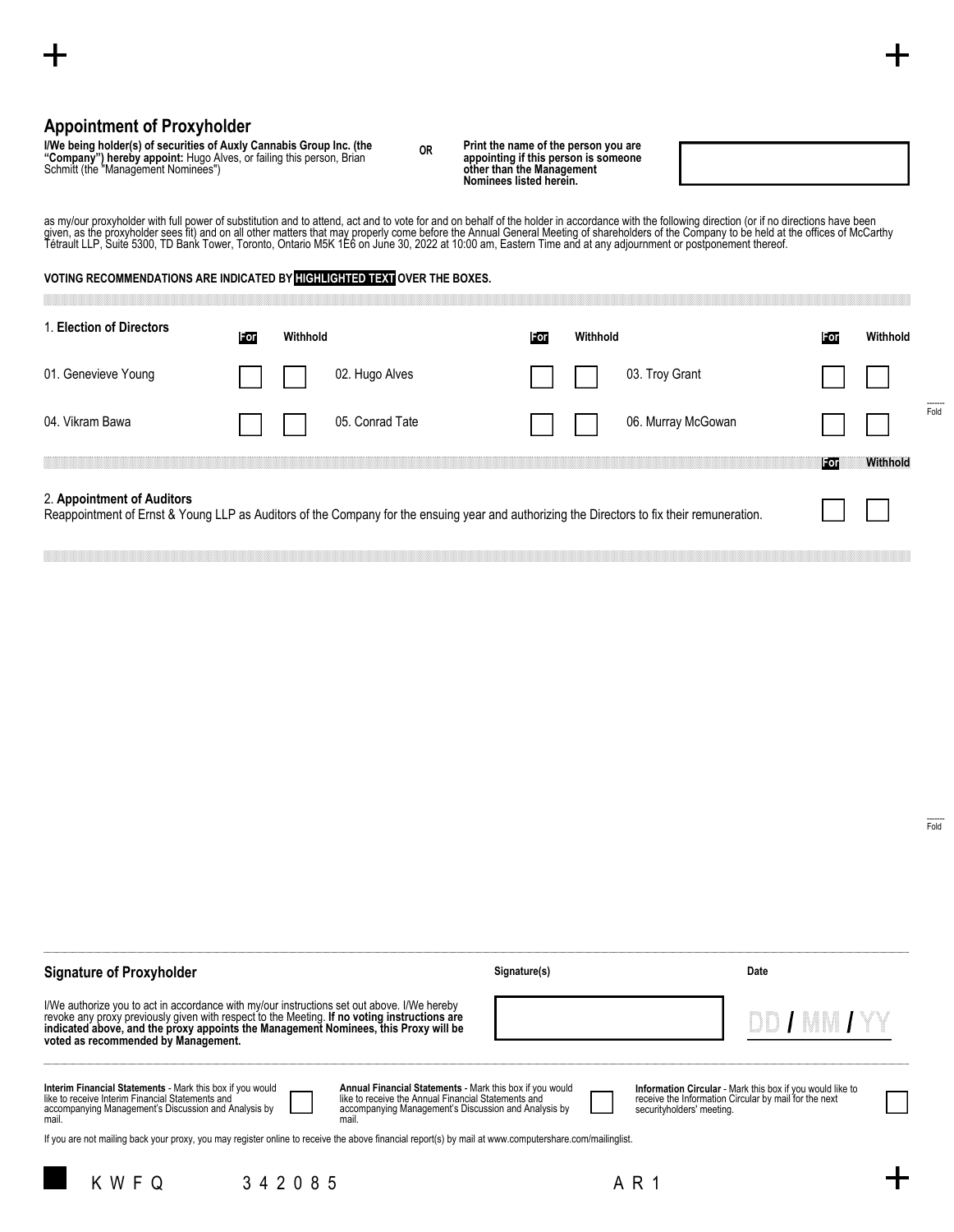## Appointment of Proxyholder

**I/We being holder(s) of securities of Auxly Cannabis Group Inc. (the "Company") hereby appoint:** Hugo Alves, or failing this person, Brian Schmitt (the "Management Nominees")

**OR**

**Print the name of the person you are appointing if this person is someone other than the Management Nominees listed herein.**

as my/our proxyholder with full power of substitution and to attend, act and to vote for and on behalf of the holder in accordance with the following direction (or if no directions have been given, as the proxyholder sees fit) and on all other matters that may properly come before the Annual General Meeting of shareholders of the Company to be held at the offices of McCarthy Tétrault LLP, Suite 5300, TD Bank Tower, Toronto, Ontario M5K 1E6 on June 30, 2022 at 10:00 am, Eastern Time and at any adjournment or postponement thereof.

**VOTING RECOMMENDATIONS ARE INDICATED BY HIGHLIGHTED TEXT OVER THE BOXES.**

1. **Election of Directors**

| | For | Withhold | | For | Withhold | | For | Withhold |
|---|---|---|---|---|---|---|---|---|
| 01. Genevieve Young | ☐ | ☐ | 02. Hugo Alves | ☐ | ☐ | 03. Troy Grant | ☐ | ☐ |
| 04. Vikram Bawa | ☐ | ☐ | 05. Conrad Tate | ☐ | ☐ | 06. Murray McGowan | ☐ | ☐ |

| | For | Withhold |
|---|---|---|
| 2. **Appointment of Auditors** Reappointment of Ernst & Young LLP as Auditors of the Company for the ensuing year and authorizing the Directors to fix their remuneration. | ☐ | ☐ |

## Signature of Proxyholder

I/We authorize you to act in accordance with my/our instructions set out above. I/We hereby revoke any proxy previously given with respect to the Meeting. **If no voting instructions are indicated above, and the proxy appoints the Management Nominees, this Proxy will be voted as recommended by Management.**

**Signature(s)**

**Date**

DD / MM / YY

**Interim Financial Statements** - Mark this box if you would like to receive Interim Financial Statements and accompanying Management's Discussion and Analysis by mail. ☐

**Annual Financial Statements** - Mark this box if you would like to receive the Annual Financial Statements and accompanying Management's Discussion and Analysis by mail. ☐

**Information Circular** - Mark this box if you would like to receive the Information Circular by mail for the next securityholders' meeting. ☐

If you are not mailing back your proxy, you may register online to receive the above financial report(s) by mail at www.computershare.com/mailinglist.

K W F Q 3 4 2 0 8 5 A R 1